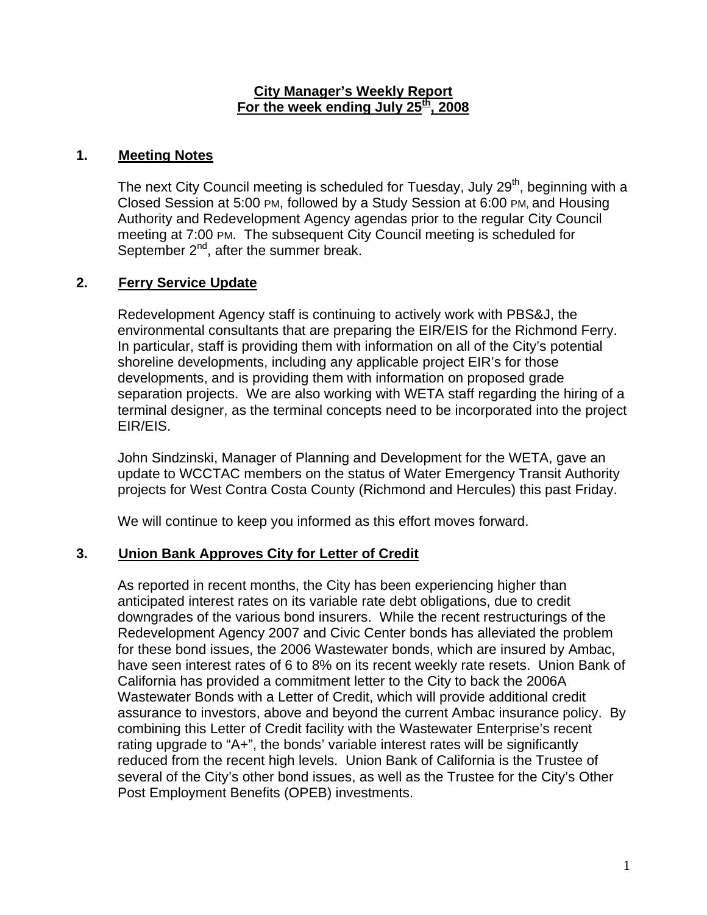**City Manager's Weekly Report**
**For the week ending July 25th, 2008**

## 1. Meeting Notes

The next City Council meeting is scheduled for Tuesday, July 29th, beginning with a Closed Session at 5:00 PM, followed by a Study Session at 6:00 PM, and Housing Authority and Redevelopment Agency agendas prior to the regular City Council meeting at 7:00 PM. The subsequent City Council meeting is scheduled for September 2nd, after the summer break.

## 2. Ferry Service Update

Redevelopment Agency staff is continuing to actively work with PBS&J, the environmental consultants that are preparing the EIR/EIS for the Richmond Ferry. In particular, staff is providing them with information on all of the City's potential shoreline developments, including any applicable project EIR's for those developments, and is providing them with information on proposed grade separation projects. We are also working with WETA staff regarding the hiring of a terminal designer, as the terminal concepts need to be incorporated into the project EIR/EIS.

John Sindzinski, Manager of Planning and Development for the WETA, gave an update to WCCTAC members on the status of Water Emergency Transit Authority projects for West Contra Costa County (Richmond and Hercules) this past Friday.

We will continue to keep you informed as this effort moves forward.

## 3. Union Bank Approves City for Letter of Credit

As reported in recent months, the City has been experiencing higher than anticipated interest rates on its variable rate debt obligations, due to credit downgrades of the various bond insurers. While the recent restructurings of the Redevelopment Agency 2007 and Civic Center bonds has alleviated the problem for these bond issues, the 2006 Wastewater bonds, which are insured by Ambac, have seen interest rates of 6 to 8% on its recent weekly rate resets. Union Bank of California has provided a commitment letter to the City to back the 2006A Wastewater Bonds with a Letter of Credit, which will provide additional credit assurance to investors, above and beyond the current Ambac insurance policy. By combining this Letter of Credit facility with the Wastewater Enterprise's recent rating upgrade to "A+", the bonds' variable interest rates will be significantly reduced from the recent high levels. Union Bank of California is the Trustee of several of the City's other bond issues, as well as the Trustee for the City's Other Post Employment Benefits (OPEB) investments.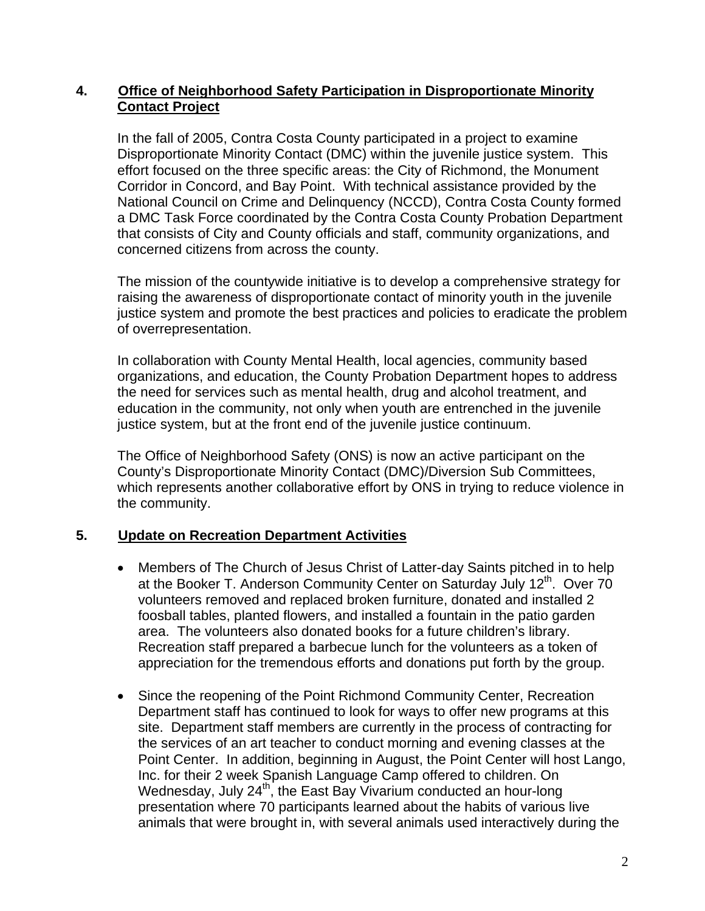## 4. Office of Neighborhood Safety Participation in Disproportionate Minority Contact Project

In the fall of 2005, Contra Costa County participated in a project to examine Disproportionate Minority Contact (DMC) within the juvenile justice system. This effort focused on the three specific areas: the City of Richmond, the Monument Corridor in Concord, and Bay Point. With technical assistance provided by the National Council on Crime and Delinquency (NCCD), Contra Costa County formed a DMC Task Force coordinated by the Contra Costa County Probation Department that consists of City and County officials and staff, community organizations, and concerned citizens from across the county.

The mission of the countywide initiative is to develop a comprehensive strategy for raising the awareness of disproportionate contact of minority youth in the juvenile justice system and promote the best practices and policies to eradicate the problem of overrepresentation.

In collaboration with County Mental Health, local agencies, community based organizations, and education, the County Probation Department hopes to address the need for services such as mental health, drug and alcohol treatment, and education in the community, not only when youth are entrenched in the juvenile justice system, but at the front end of the juvenile justice continuum.

The Office of Neighborhood Safety (ONS) is now an active participant on the County's Disproportionate Minority Contact (DMC)/Diversion Sub Committees, which represents another collaborative effort by ONS in trying to reduce violence in the community.

## 5. Update on Recreation Department Activities

- Members of The Church of Jesus Christ of Latter-day Saints pitched in to help at the Booker T. Anderson Community Center on Saturday July 12th. Over 70 volunteers removed and replaced broken furniture, donated and installed 2 foosball tables, planted flowers, and installed a fountain in the patio garden area. The volunteers also donated books for a future children's library. Recreation staff prepared a barbecue lunch for the volunteers as a token of appreciation for the tremendous efforts and donations put forth by the group.

- Since the reopening of the Point Richmond Community Center, Recreation Department staff has continued to look for ways to offer new programs at this site. Department staff members are currently in the process of contracting for the services of an art teacher to conduct morning and evening classes at the Point Center. In addition, beginning in August, the Point Center will host Lango, Inc. for their 2 week Spanish Language Camp offered to children. On Wednesday, July 24th, the East Bay Vivarium conducted an hour-long presentation where 70 participants learned about the habits of various live animals that were brought in, with several animals used interactively during the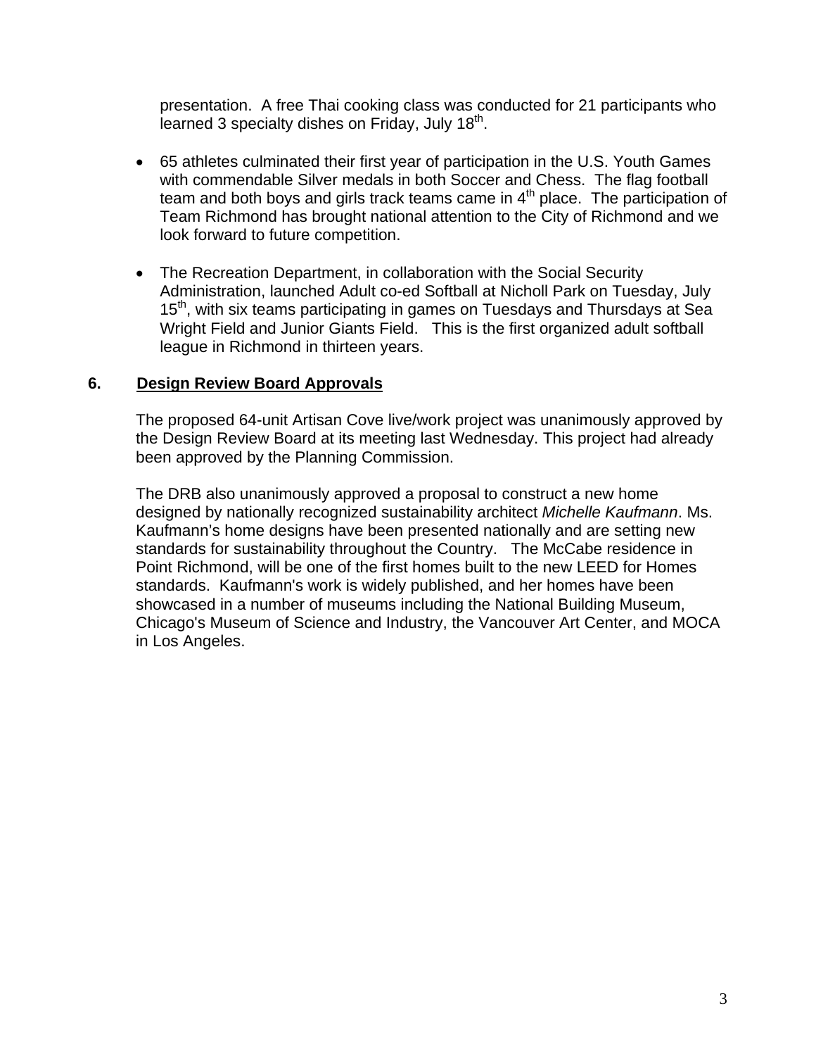presentation. A free Thai cooking class was conducted for 21 participants who learned 3 specialty dishes on Friday, July 18th.

- 65 athletes culminated their first year of participation in the U.S. Youth Games with commendable Silver medals in both Soccer and Chess. The flag football team and both boys and girls track teams came in 4th place. The participation of Team Richmond has brought national attention to the City of Richmond and we look forward to future competition.

- The Recreation Department, in collaboration with the Social Security Administration, launched Adult co-ed Softball at Nicholl Park on Tuesday, July 15th, with six teams participating in games on Tuesdays and Thursdays at Sea Wright Field and Junior Giants Field. This is the first organized adult softball league in Richmond in thirteen years.

## 6. Design Review Board Approvals

The proposed 64-unit Artisan Cove live/work project was unanimously approved by the Design Review Board at its meeting last Wednesday. This project had already been approved by the Planning Commission.

The DRB also unanimously approved a proposal to construct a new home designed by nationally recognized sustainability architect *Michelle Kaufmann*. Ms. Kaufmann's home designs have been presented nationally and are setting new standards for sustainability throughout the Country. The McCabe residence in Point Richmond, will be one of the first homes built to the new LEED for Homes standards. Kaufmann's work is widely published, and her homes have been showcased in a number of museums including the National Building Museum, Chicago's Museum of Science and Industry, the Vancouver Art Center, and MOCA in Los Angeles.